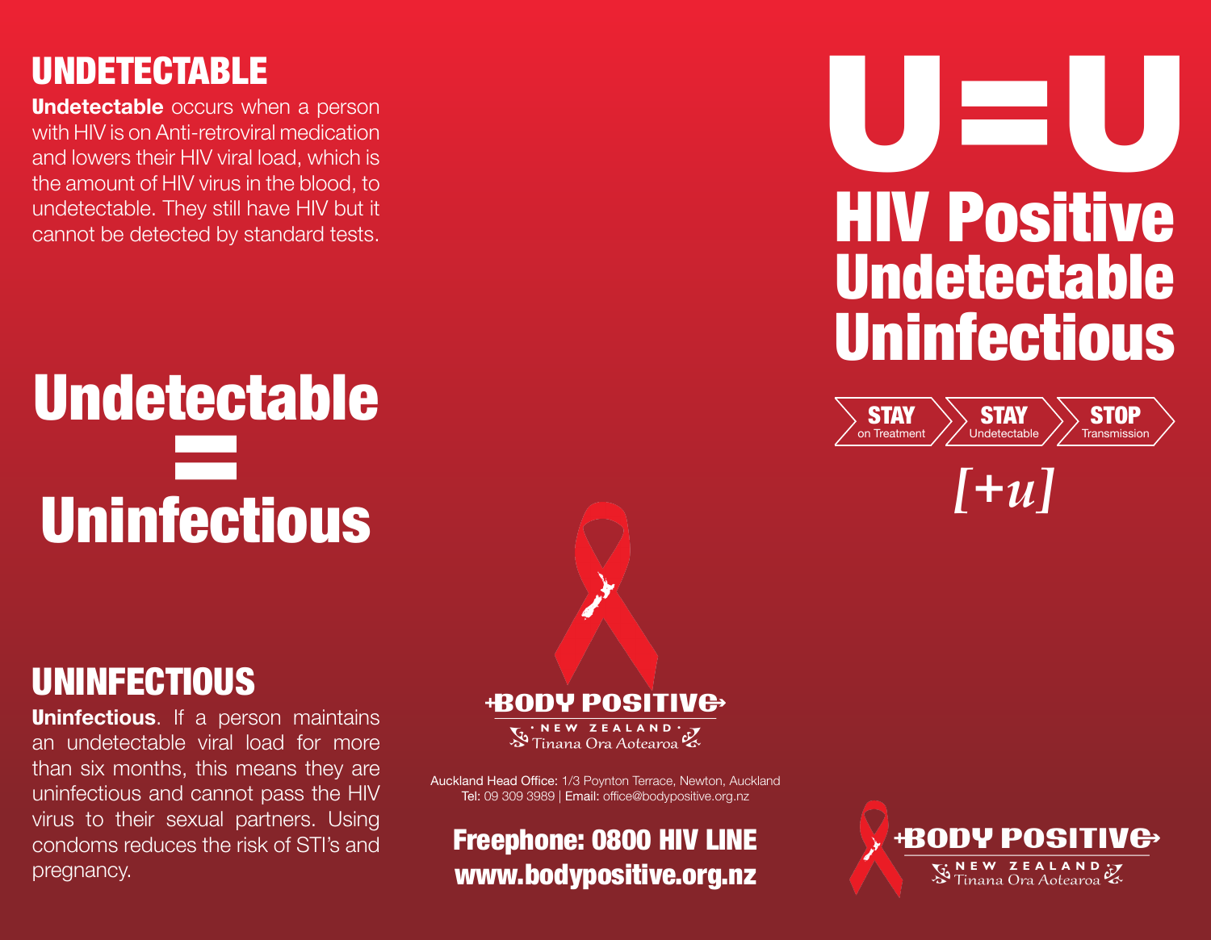## UNDETECTABLE

**Undetectable** occurs when a person with HIV is on Anti-retroviral medication and lowers their HIV viral load, which is the amount of HIV virus in the blood, to undetectable. They still have HIV but it cannot be detected by standard tests.

# Undetectable = Uninfectious

## UNINFECTIOUS

**Uninfectious**. If a person maintains an undetectable viral load for more than six months, this means they are uninfectious and cannot pass the HIV virus to their sexual partners. Using condoms reduces the risk of STI's and pregnancy.

**BODY POSITIVE**
NEW ZEALAND
Tinana Ora Aotearoa

Auckland Head Office: 1/3 Poynton Terrace, Newton, Auckland
Tel: 09 309 3989 | Email: office@bodypositive.org.nz

**Freephone: 0800 HIV LINE**
**www.bodypositive.org.nz**

# U=U

# HIV Positive Undetectable Uninfectious

**STAY** on Treatment > **STAY** Undetectable > **STOP** Transmission

*[+u]*

**BODY POSITIVE**
NEW ZEALAND
Tinana Ora Aotearoa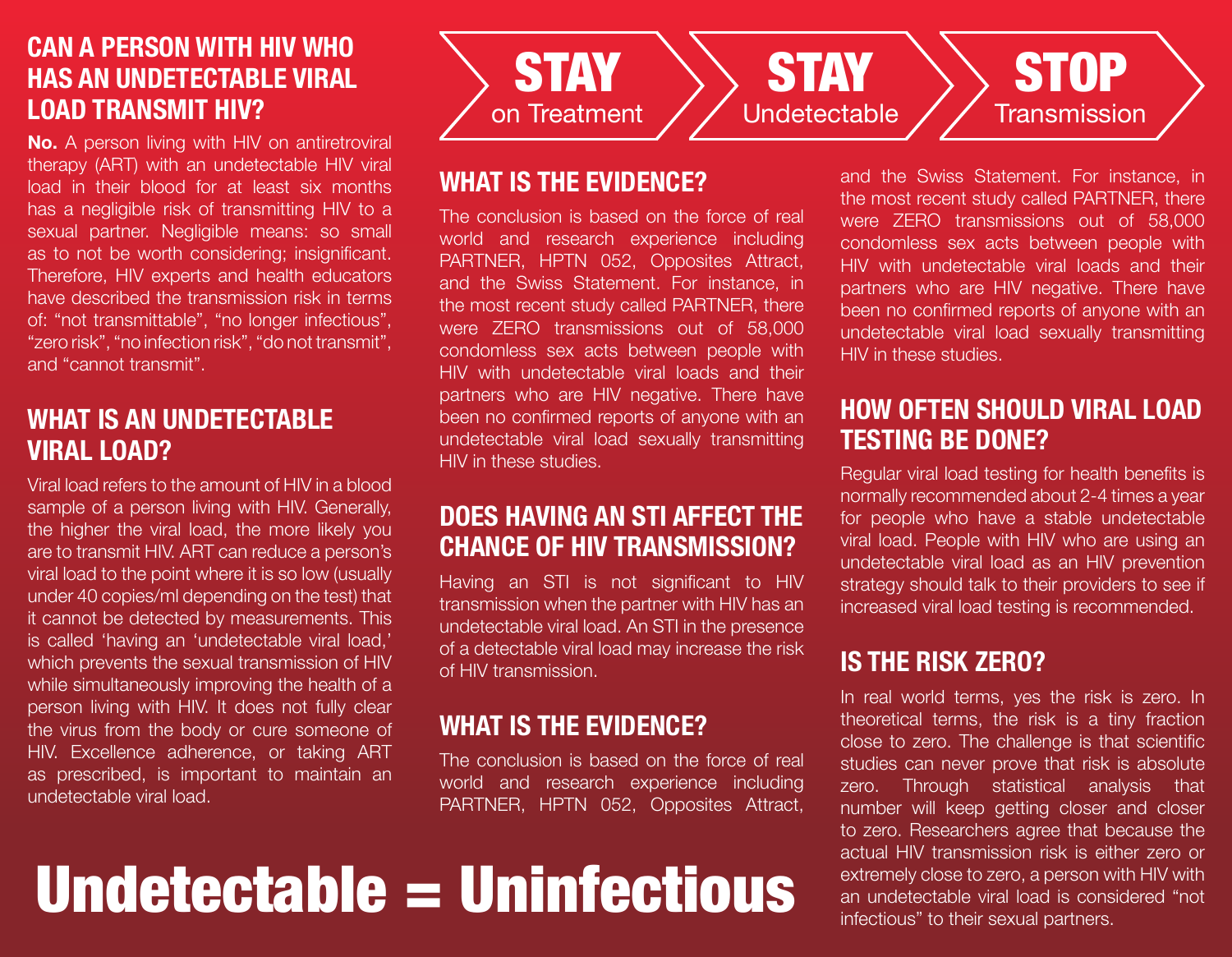## CAN A PERSON WITH HIV WHO HAS AN UNDETECTABLE VIRAL LOAD TRANSMIT HIV?

**No.** A person living with HIV on antiretroviral therapy (ART) with an undetectable HIV viral load in their blood for at least six months has a negligible risk of transmitting HIV to a sexual partner. Negligible means: so small as to not be worth considering; insignificant. Therefore, HIV experts and health educators have described the transmission risk in terms of: "not transmittable", "no longer infectious", "zero risk", "no infection risk", "do not transmit", and "cannot transmit".

## WHAT IS AN UNDETECTABLE VIRAL LOAD?

Viral load refers to the amount of HIV in a blood sample of a person living with HIV. Generally, the higher the viral load, the more likely you are to transmit HIV. ART can reduce a person's viral load to the point where it is so low (usually under 40 copies/ml depending on the test) that it cannot be detected by measurements. This is called 'having an 'undetectable viral load,' which prevents the sexual transmission of HIV while simultaneously improving the health of a person living with HIV. It does not fully clear the virus from the body or cure someone of HIV. Excellence adherence, or taking ART as prescribed, is important to maintain an undetectable viral load.

**STAY** on Treatment → **STAY** Undetectable → **STOP** Transmission

## WHAT IS THE EVIDENCE?

The conclusion is based on the force of real world and research experience including PARTNER, HPTN 052, Opposites Attract, and the Swiss Statement. For instance, in the most recent study called PARTNER, there were ZERO transmissions out of 58,000 condomless sex acts between people with HIV with undetectable viral loads and their partners who are HIV negative. There have been no confirmed reports of anyone with an undetectable viral load sexually transmitting HIV in these studies.

## DOES HAVING AN STI AFFECT THE CHANCE OF HIV TRANSMISSION?

Having an STI is not significant to HIV transmission when the partner with HIV has an undetectable viral load. An STI in the presence of a detectable viral load may increase the risk of HIV transmission.

## WHAT IS THE EVIDENCE?

The conclusion is based on the force of real world and research experience including PARTNER, HPTN 052, Opposites Attract, and the Swiss Statement. For instance, in the most recent study called PARTNER, there were ZERO transmissions out of 58,000 condomless sex acts between people with HIV with undetectable viral loads and their partners who are HIV negative. There have been no confirmed reports of anyone with an undetectable viral load sexually transmitting HIV in these studies.

## HOW OFTEN SHOULD VIRAL LOAD TESTING BE DONE?

Regular viral load testing for health benefits is normally recommended about 2-4 times a year for people who have a stable undetectable viral load. People with HIV who are using an undetectable viral load as an HIV prevention strategy should talk to their providers to see if increased viral load testing is recommended.

## IS THE RISK ZERO?

In real world terms, yes the risk is zero. In theoretical terms, the risk is a tiny fraction close to zero. The challenge is that scientific studies can never prove that risk is absolute zero. Through statistical analysis that number will keep getting closer and closer to zero. Researchers agree that because the actual HIV transmission risk is either zero or extremely close to zero, a person with HIV with an undetectable viral load is considered "not infectious" to their sexual partners.

# Undetectable = Uninfectious